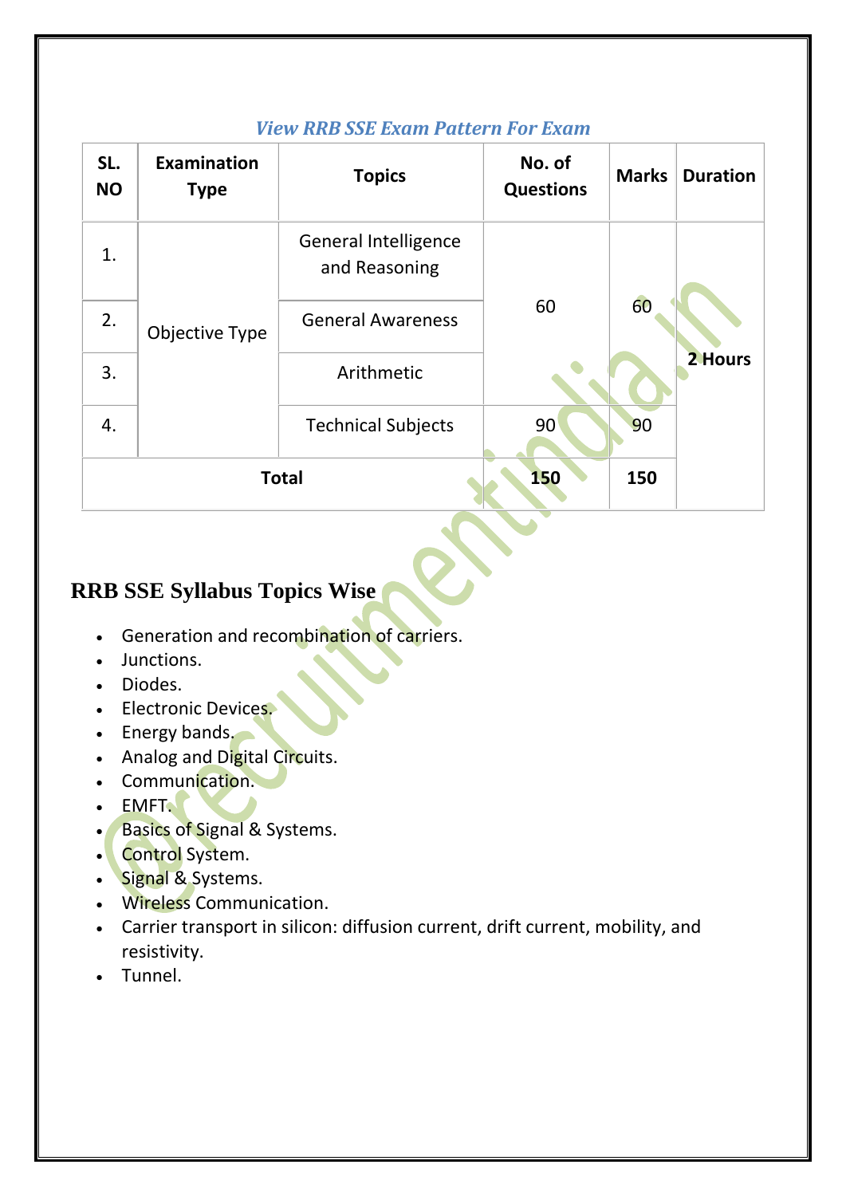*View RRB SSE Exam Pattern For Exam*

| SL. NO | Examination Type | Topics | No. of Questions | Marks | Duration |
|---|---|---|---|---|---|
| 1. | Objective Type | General Intelligence and Reasoning | 60 | 60 | 2 Hours |
| 2. | | General Awareness | | | |
| 3. | | Arithmetic | | | |
| 4. | | Technical Subjects | 90 | 90 | |
| **Total** | | | **150** | **150** | |

## RRB SSE Syllabus Topics Wise

- Generation and recombination of carriers.
- Junctions.
- Diodes.
- Electronic Devices.
- Energy bands.
- Analog and Digital Circuits.
- Communication.
- EMFT.
- Basics of Signal & Systems.
- Control System.
- Signal & Systems.
- Wireless Communication.
- Carrier transport in silicon: diffusion current, drift current, mobility, and resistivity.
- Tunnel.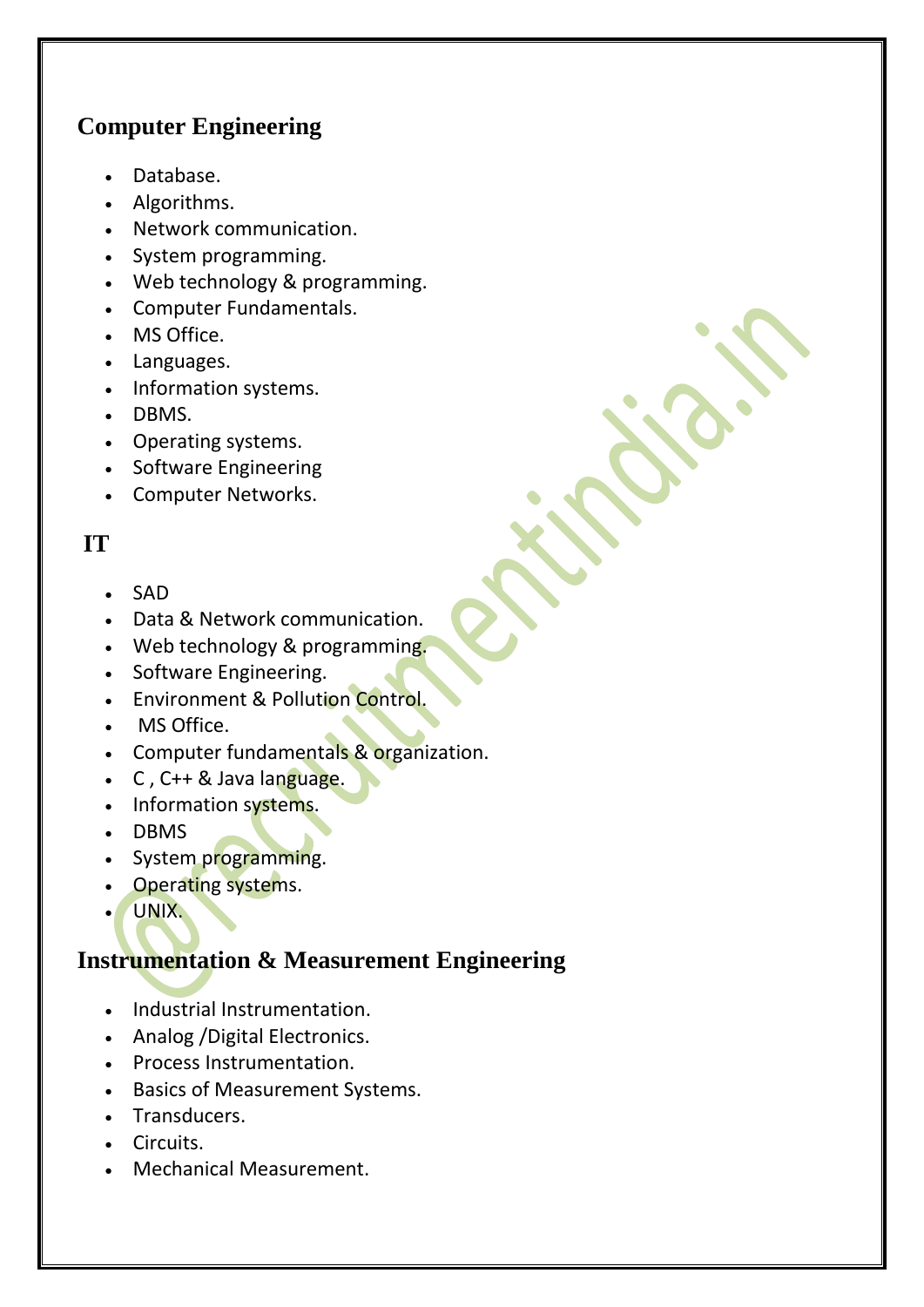## Computer Engineering

- Database.
- Algorithms.
- Network communication.
- System programming.
- Web technology & programming.
- Computer Fundamentals.
- MS Office.
- Languages.
- Information systems.
- DBMS.
- Operating systems.
- Software Engineering
- Computer Networks.

## IT

- SAD
- Data & Network communication.
- Web technology & programming.
- Software Engineering.
- Environment & Pollution Control.
- MS Office.
- Computer fundamentals & organization.
- C , C++ & Java language.
- Information systems.
- DBMS
- System programming.
- Operating systems.
- UNIX.

## Instrumentation & Measurement Engineering

- Industrial Instrumentation.
- Analog /Digital Electronics.
- Process Instrumentation.
- Basics of Measurement Systems.
- Transducers.
- Circuits.
- Mechanical Measurement.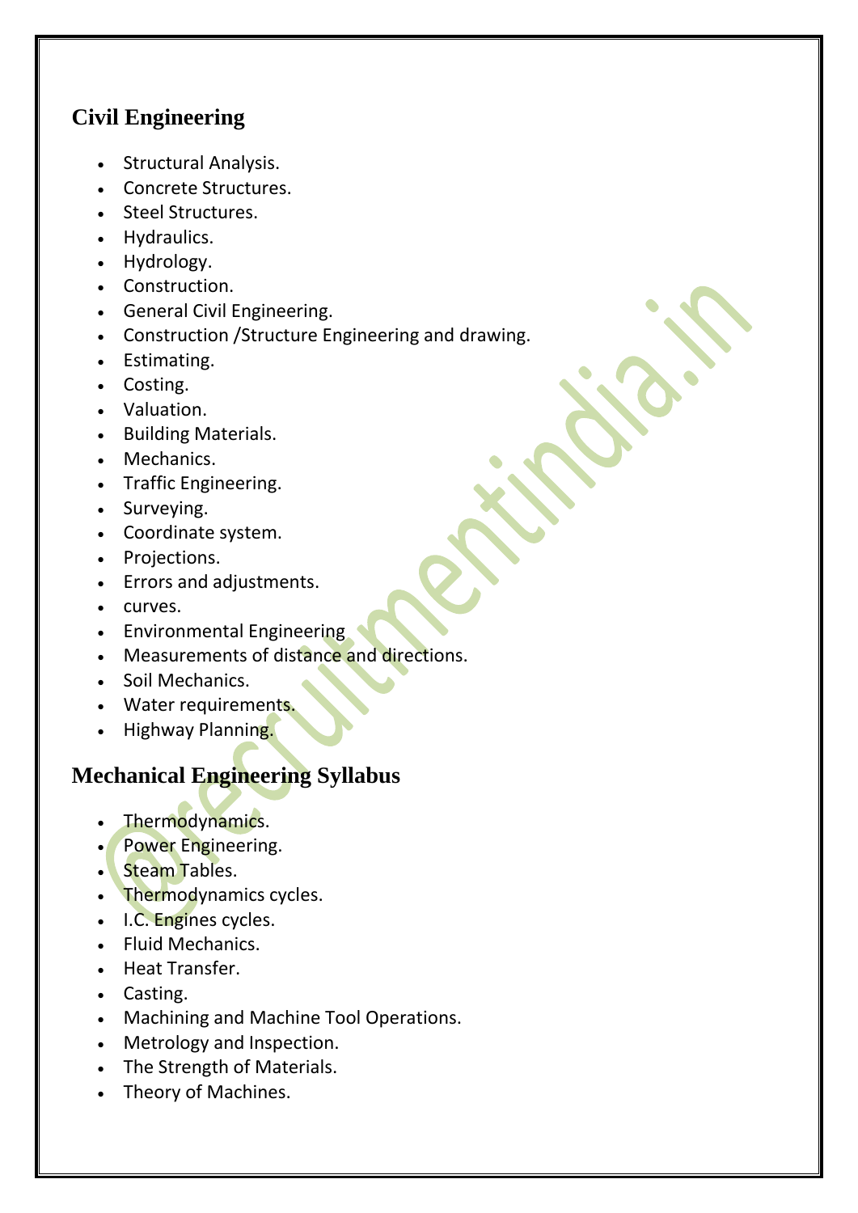## Civil Engineering

- Structural Analysis.
- Concrete Structures.
- Steel Structures.
- Hydraulics.
- Hydrology.
- Construction.
- General Civil Engineering.
- Construction /Structure Engineering and drawing.
- Estimating.
- Costing.
- Valuation.
- Building Materials.
- Mechanics.
- Traffic Engineering.
- Surveying.
- Coordinate system.
- Projections.
- Errors and adjustments.
- curves.
- Environmental Engineering
- Measurements of distance and directions.
- Soil Mechanics.
- Water requirements.
- Highway Planning.

## Mechanical Engineering Syllabus

- Thermodynamics.
- Power Engineering.
- Steam Tables.
- Thermodynamics cycles.
- I.C. Engines cycles.
- Fluid Mechanics.
- Heat Transfer.
- Casting.
- Machining and Machine Tool Operations.
- Metrology and Inspection.
- The Strength of Materials.
- Theory of Machines.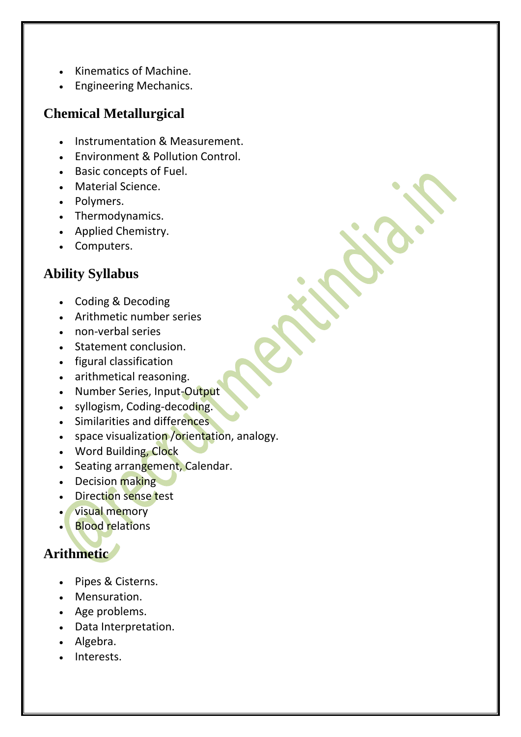- Kinematics of Machine.
- Engineering Mechanics.

## Chemical Metallurgical

- Instrumentation & Measurement.
- Environment & Pollution Control.
- Basic concepts of Fuel.
- Material Science.
- Polymers.
- Thermodynamics.
- Applied Chemistry.
- Computers.

## Ability Syllabus

- Coding & Decoding
- Arithmetic number series
- non-verbal series
- Statement conclusion.
- figural classification
- arithmetical reasoning.
- Number Series, Input-Output
- syllogism, Coding-decoding.
- Similarities and differences
- space visualization /orientation, analogy.
- Word Building, Clock
- Seating arrangement, Calendar.
- Decision making
- Direction sense test
- visual memory
- Blood relations

## Arithmetic

- Pipes & Cisterns.
- Mensuration.
- Age problems.
- Data Interpretation.
- Algebra.
- Interests.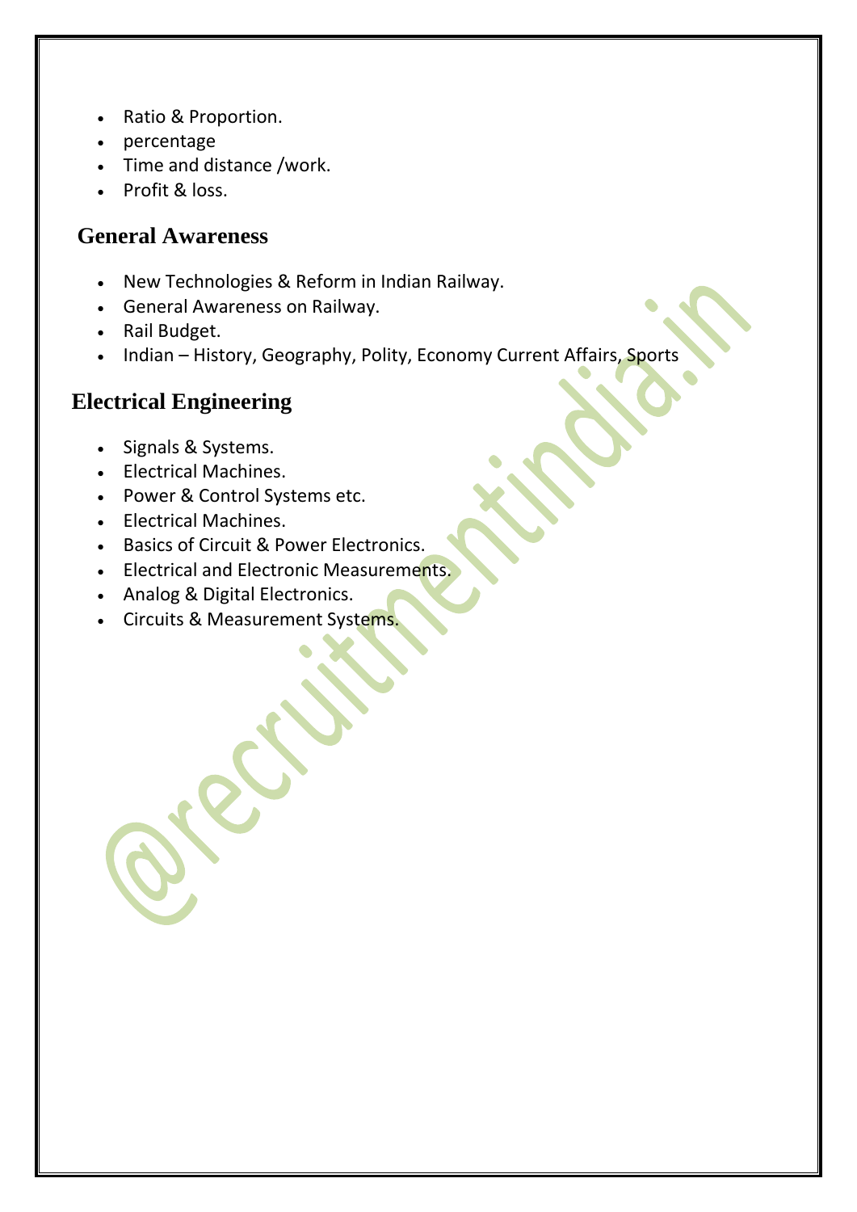- Ratio & Proportion.
- percentage
- Time and distance /work.
- Profit & loss.

## General Awareness

- New Technologies & Reform in Indian Railway.
- General Awareness on Railway.
- Rail Budget.
- Indian – History, Geography, Polity, Economy Current Affairs, Sports

## Electrical Engineering

- Signals & Systems.
- Electrical Machines.
- Power & Control Systems etc.
- Electrical Machines.
- Basics of Circuit & Power Electronics.
- Electrical and Electronic Measurements.
- Analog & Digital Electronics.
- Circuits & Measurement Systems.